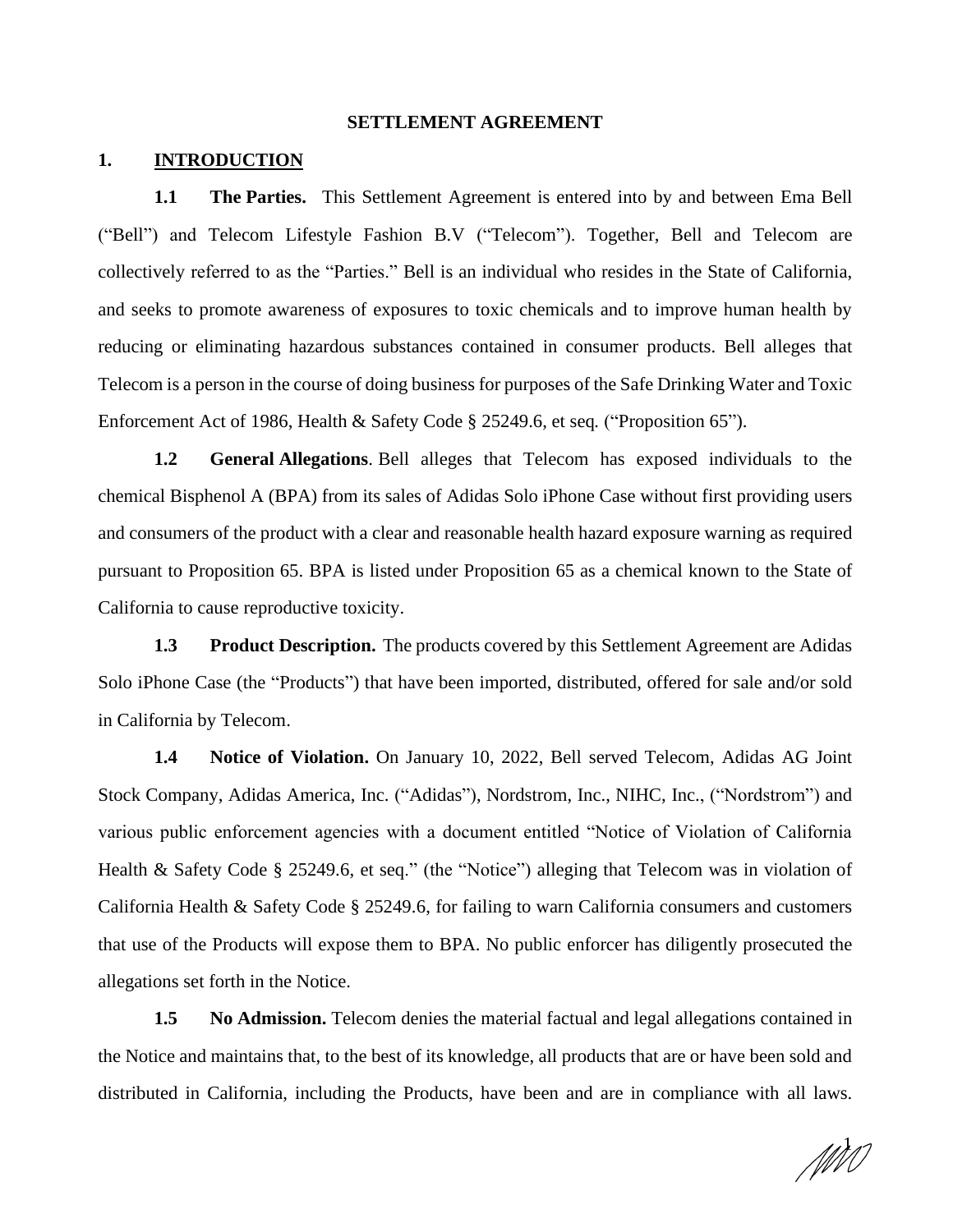# SETTLEMENT AGREEMENT

## 1. INTRODUCTION

**1.1 The Parties.** This Settlement Agreement is entered into by and between Ema Bell ("Bell") and Telecom Lifestyle Fashion B.V ("Telecom"). Together, Bell and Telecom are collectively referred to as the "Parties." Bell is an individual who resides in the State of California, and seeks to promote awareness of exposures to toxic chemicals and to improve human health by reducing or eliminating hazardous substances contained in consumer products. Bell alleges that Telecom is a person in the course of doing business for purposes of the Safe Drinking Water and Toxic Enforcement Act of 1986, Health & Safety Code § 25249.6, et seq. ("Proposition 65").

**1.2 General Allegations**. Bell alleges that Telecom has exposed individuals to the chemical Bisphenol A (BPA) from its sales of Adidas Solo iPhone Case without first providing users and consumers of the product with a clear and reasonable health hazard exposure warning as required pursuant to Proposition 65. BPA is listed under Proposition 65 as a chemical known to the State of California to cause reproductive toxicity.

**1.3 Product Description.** The products covered by this Settlement Agreement are Adidas Solo iPhone Case (the "Products") that have been imported, distributed, offered for sale and/or sold in California by Telecom.

**1.4 Notice of Violation.** On January 10, 2022, Bell served Telecom, Adidas AG Joint Stock Company, Adidas America, Inc. ("Adidas"), Nordstrom, Inc., NIHC, Inc., ("Nordstrom") and various public enforcement agencies with a document entitled "Notice of Violation of California Health & Safety Code § 25249.6, et seq." (the "Notice") alleging that Telecom was in violation of California Health & Safety Code § 25249.6, for failing to warn California consumers and customers that use of the Products will expose them to BPA. No public enforcer has diligently prosecuted the allegations set forth in the Notice.

**1.5 No Admission.** Telecom denies the material factual and legal allegations contained in the Notice and maintains that, to the best of its knowledge, all products that are or have been sold and distributed in California, including the Products, have been and are in compliance with all laws.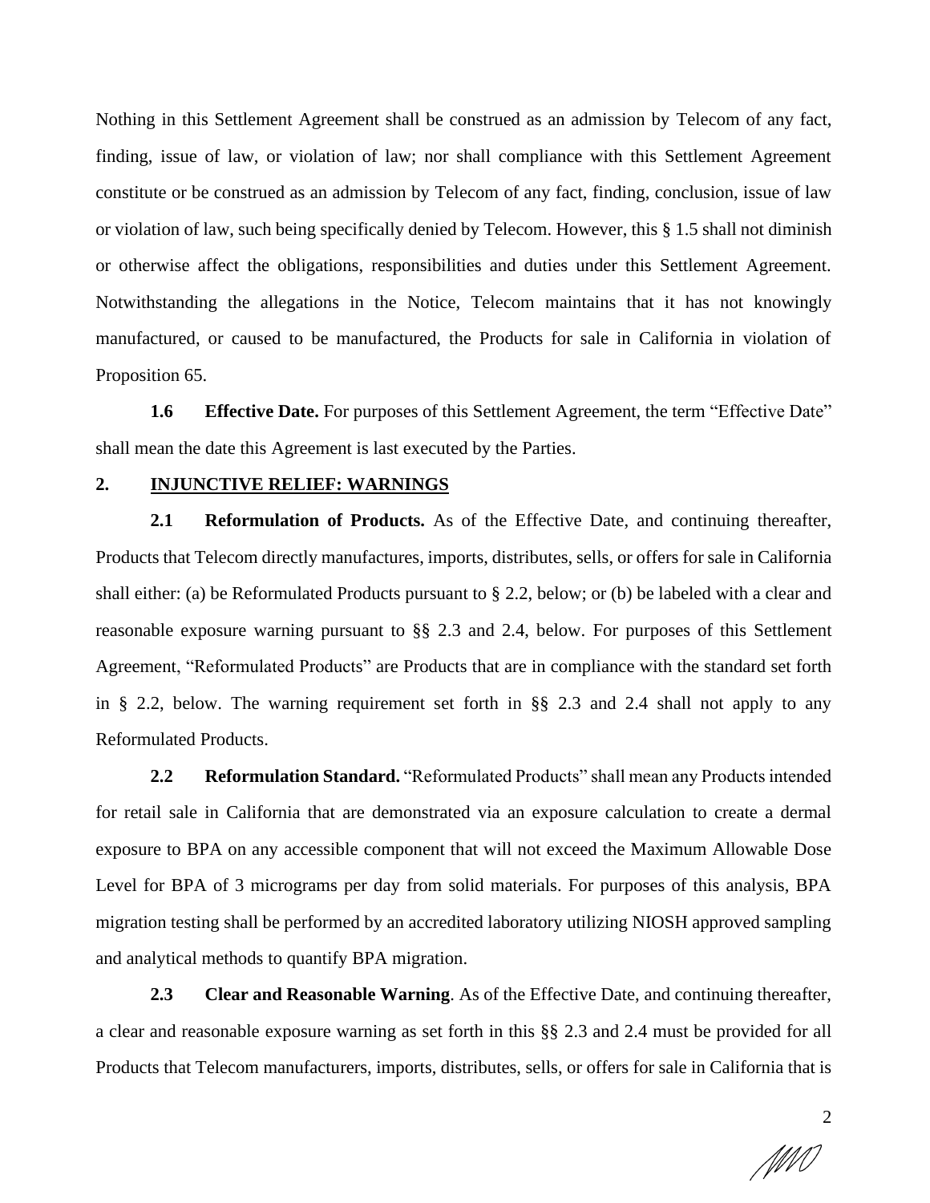Nothing in this Settlement Agreement shall be construed as an admission by Telecom of any fact, finding, issue of law, or violation of law; nor shall compliance with this Settlement Agreement constitute or be construed as an admission by Telecom of any fact, finding, conclusion, issue of law or violation of law, such being specifically denied by Telecom. However, this § 1.5 shall not diminish or otherwise affect the obligations, responsibilities and duties under this Settlement Agreement. Notwithstanding the allegations in the Notice, Telecom maintains that it has not knowingly manufactured, or caused to be manufactured, the Products for sale in California in violation of Proposition 65.

**1.6 Effective Date.** For purposes of this Settlement Agreement, the term "Effective Date" shall mean the date this Agreement is last executed by the Parties.

## 2. INJUNCTIVE RELIEF: WARNINGS

**2.1 Reformulation of Products.** As of the Effective Date, and continuing thereafter, Products that Telecom directly manufactures, imports, distributes, sells, or offers for sale in California shall either: (a) be Reformulated Products pursuant to § 2.2, below; or (b) be labeled with a clear and reasonable exposure warning pursuant to §§ 2.3 and 2.4, below. For purposes of this Settlement Agreement, "Reformulated Products" are Products that are in compliance with the standard set forth in § 2.2, below. The warning requirement set forth in §§ 2.3 and 2.4 shall not apply to any Reformulated Products.

**2.2 Reformulation Standard.** "Reformulated Products" shall mean any Products intended for retail sale in California that are demonstrated via an exposure calculation to create a dermal exposure to BPA on any accessible component that will not exceed the Maximum Allowable Dose Level for BPA of 3 micrograms per day from solid materials. For purposes of this analysis, BPA migration testing shall be performed by an accredited laboratory utilizing NIOSH approved sampling and analytical methods to quantify BPA migration.

**2.3 Clear and Reasonable Warning**. As of the Effective Date, and continuing thereafter, a clear and reasonable exposure warning as set forth in this §§ 2.3 and 2.4 must be provided for all Products that Telecom manufacturers, imports, distributes, sells, or offers for sale in California that is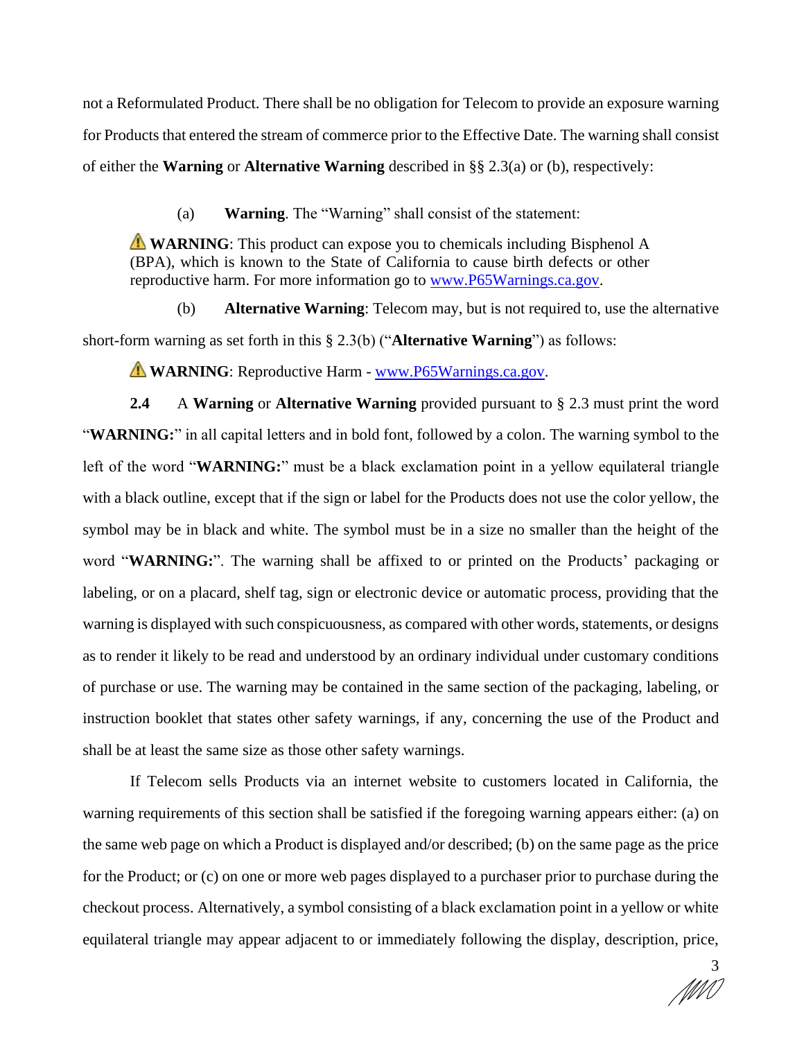not a Reformulated Product. There shall be no obligation for Telecom to provide an exposure warning for Products that entered the stream of commerce prior to the Effective Date. The warning shall consist of either the **Warning** or **Alternative Warning** described in §§ 2.3(a) or (b), respectively:

(a) **Warning**. The "Warning" shall consist of the statement:

> ⚠ **WARNING**: This product can expose you to chemicals including Bisphenol A (BPA), which is known to the State of California to cause birth defects or other reproductive harm. For more information go to www.P65Warnings.ca.gov.

(b) **Alternative Warning**: Telecom may, but is not required to, use the alternative short-form warning as set forth in this § 2.3(b) ("**Alternative Warning**") as follows:

> ⚠ **WARNING**: Reproductive Harm - www.P65Warnings.ca.gov.

**2.4** A **Warning** or **Alternative Warning** provided pursuant to § 2.3 must print the word "**WARNING:**" in all capital letters and in bold font, followed by a colon. The warning symbol to the left of the word "**WARNING:**" must be a black exclamation point in a yellow equilateral triangle with a black outline, except that if the sign or label for the Products does not use the color yellow, the symbol may be in black and white. The symbol must be in a size no smaller than the height of the word "**WARNING:**". The warning shall be affixed to or printed on the Products' packaging or labeling, or on a placard, shelf tag, sign or electronic device or automatic process, providing that the warning is displayed with such conspicuousness, as compared with other words, statements, or designs as to render it likely to be read and understood by an ordinary individual under customary conditions of purchase or use. The warning may be contained in the same section of the packaging, labeling, or instruction booklet that states other safety warnings, if any, concerning the use of the Product and shall be at least the same size as those other safety warnings.

If Telecom sells Products via an internet website to customers located in California, the warning requirements of this section shall be satisfied if the foregoing warning appears either: (a) on the same web page on which a Product is displayed and/or described; (b) on the same page as the price for the Product; or (c) on one or more web pages displayed to a purchaser prior to purchase during the checkout process. Alternatively, a symbol consisting of a black exclamation point in a yellow or white equilateral triangle may appear adjacent to or immediately following the display, description, price,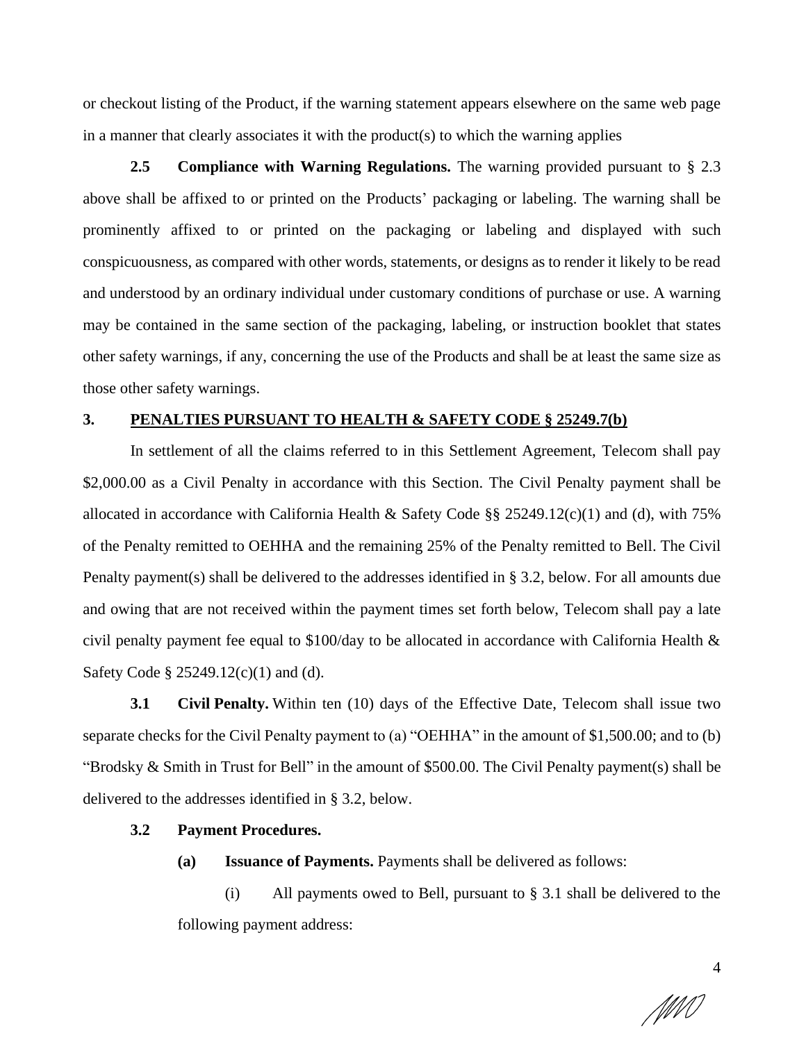or checkout listing of the Product, if the warning statement appears elsewhere on the same web page in a manner that clearly associates it with the product(s) to which the warning applies

**2.5 Compliance with Warning Regulations.** The warning provided pursuant to § 2.3 above shall be affixed to or printed on the Products' packaging or labeling. The warning shall be prominently affixed to or printed on the packaging or labeling and displayed with such conspicuousness, as compared with other words, statements, or designs as to render it likely to be read and understood by an ordinary individual under customary conditions of purchase or use. A warning may be contained in the same section of the packaging, labeling, or instruction booklet that states other safety warnings, if any, concerning the use of the Products and shall be at least the same size as those other safety warnings.

## 3. PENALTIES PURSUANT TO HEALTH & SAFETY CODE § 25249.7(b)

In settlement of all the claims referred to in this Settlement Agreement, Telecom shall pay $2,000.00 as a Civil Penalty in accordance with this Section. The Civil Penalty payment shall be allocated in accordance with California Health & Safety Code §§ 25249.12(c)(1) and (d), with 75% of the Penalty remitted to OEHHA and the remaining 25% of the Penalty remitted to Bell. The Civil Penalty payment(s) shall be delivered to the addresses identified in § 3.2, below. For all amounts due and owing that are not received within the payment times set forth below, Telecom shall pay a late civil penalty payment fee equal to $100/day to be allocated in accordance with California Health & Safety Code § 25249.12(c)(1) and (d).

**3.1 Civil Penalty.** Within ten (10) days of the Effective Date, Telecom shall issue two separate checks for the Civil Penalty payment to (a) "OEHHA" in the amount of $1,500.00; and to (b) "Brodsky & Smith in Trust for Bell" in the amount of $500.00. The Civil Penalty payment(s) shall be delivered to the addresses identified in § 3.2, below.

**3.2 Payment Procedures.**

**(a) Issuance of Payments.** Payments shall be delivered as follows:

(i) All payments owed to Bell, pursuant to § 3.1 shall be delivered to the following payment address: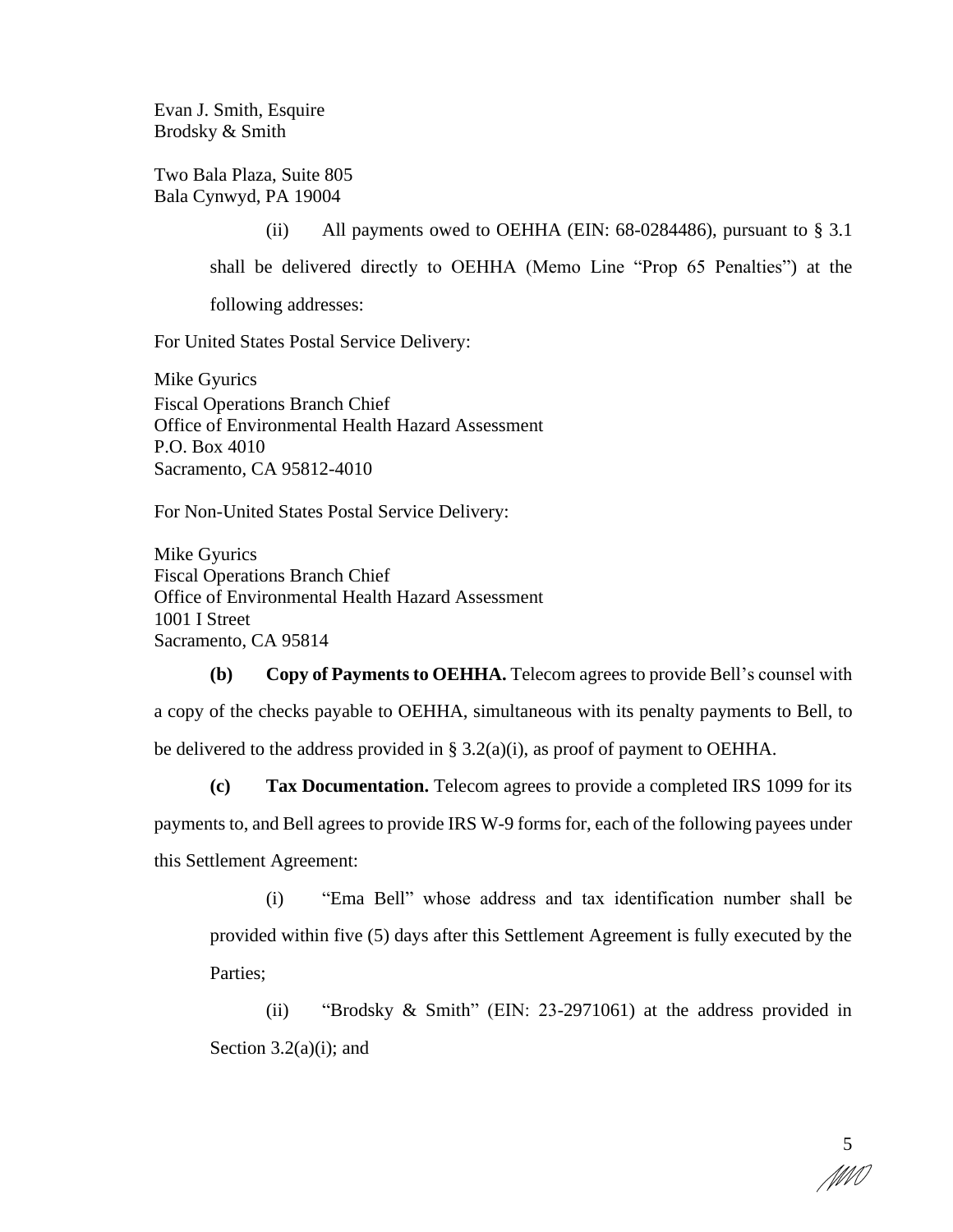Evan J. Smith, Esquire
Brodsky & Smith

Two Bala Plaza, Suite 805
Bala Cynwyd, PA 19004

(ii) All payments owed to OEHHA (EIN: 68-0284486), pursuant to § 3.1 shall be delivered directly to OEHHA (Memo Line "Prop 65 Penalties") at the following addresses:

For United States Postal Service Delivery:

Mike Gyurics
Fiscal Operations Branch Chief
Office of Environmental Health Hazard Assessment
P.O. Box 4010
Sacramento, CA 95812-4010

For Non-United States Postal Service Delivery:

Mike Gyurics
Fiscal Operations Branch Chief
Office of Environmental Health Hazard Assessment
1001 I Street
Sacramento, CA 95814

**(b) Copy of Payments to OEHHA.** Telecom agrees to provide Bell's counsel with a copy of the checks payable to OEHHA, simultaneous with its penalty payments to Bell, to be delivered to the address provided in § 3.2(a)(i), as proof of payment to OEHHA.

**(c) Tax Documentation.** Telecom agrees to provide a completed IRS 1099 for its payments to, and Bell agrees to provide IRS W-9 forms for, each of the following payees under this Settlement Agreement:

(i) "Ema Bell" whose address and tax identification number shall be provided within five (5) days after this Settlement Agreement is fully executed by the Parties;

(ii) "Brodsky & Smith" (EIN: 23-2971061) at the address provided in Section 3.2(a)(i); and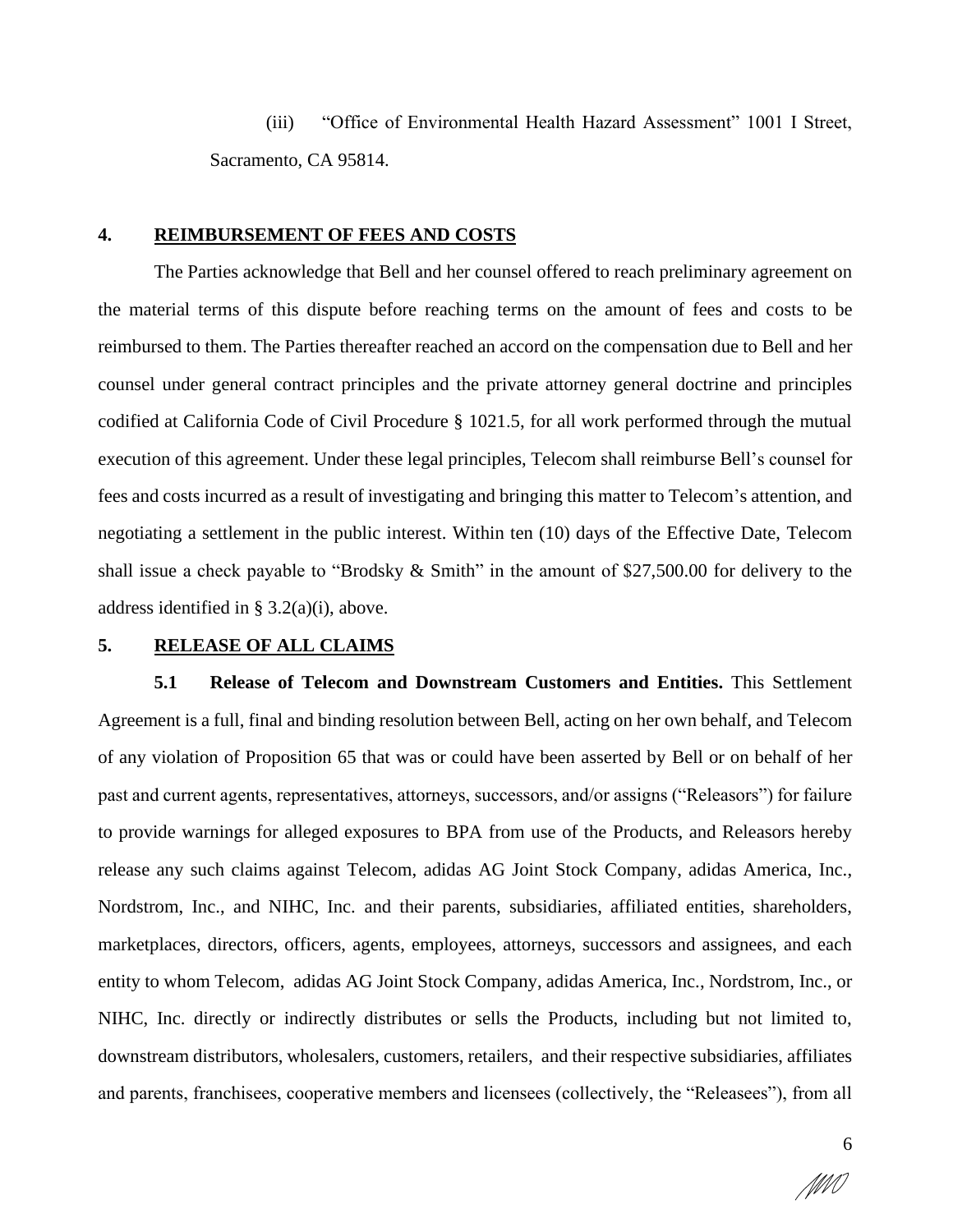(iii) "Office of Environmental Health Hazard Assessment" 1001 I Street, Sacramento, CA 95814.

## 4. REIMBURSEMENT OF FEES AND COSTS

The Parties acknowledge that Bell and her counsel offered to reach preliminary agreement on the material terms of this dispute before reaching terms on the amount of fees and costs to be reimbursed to them. The Parties thereafter reached an accord on the compensation due to Bell and her counsel under general contract principles and the private attorney general doctrine and principles codified at California Code of Civil Procedure § 1021.5, for all work performed through the mutual execution of this agreement. Under these legal principles, Telecom shall reimburse Bell's counsel for fees and costs incurred as a result of investigating and bringing this matter to Telecom's attention, and negotiating a settlement in the public interest. Within ten (10) days of the Effective Date, Telecom shall issue a check payable to "Brodsky & Smith" in the amount of $27,500.00 for delivery to the address identified in § 3.2(a)(i), above.

## 5. RELEASE OF ALL CLAIMS

**5.1 Release of Telecom and Downstream Customers and Entities.** This Settlement Agreement is a full, final and binding resolution between Bell, acting on her own behalf, and Telecom of any violation of Proposition 65 that was or could have been asserted by Bell or on behalf of her past and current agents, representatives, attorneys, successors, and/or assigns ("Releasors") for failure to provide warnings for alleged exposures to BPA from use of the Products, and Releasors hereby release any such claims against Telecom, adidas AG Joint Stock Company, adidas America, Inc., Nordstrom, Inc., and NIHC, Inc. and their parents, subsidiaries, affiliated entities, shareholders, marketplaces, directors, officers, agents, employees, attorneys, successors and assignees, and each entity to whom Telecom, adidas AG Joint Stock Company, adidas America, Inc., Nordstrom, Inc., or NIHC, Inc. directly or indirectly distributes or sells the Products, including but not limited to, downstream distributors, wholesalers, customers, retailers, and their respective subsidiaries, affiliates and parents, franchisees, cooperative members and licensees (collectively, the "Releasees"), from all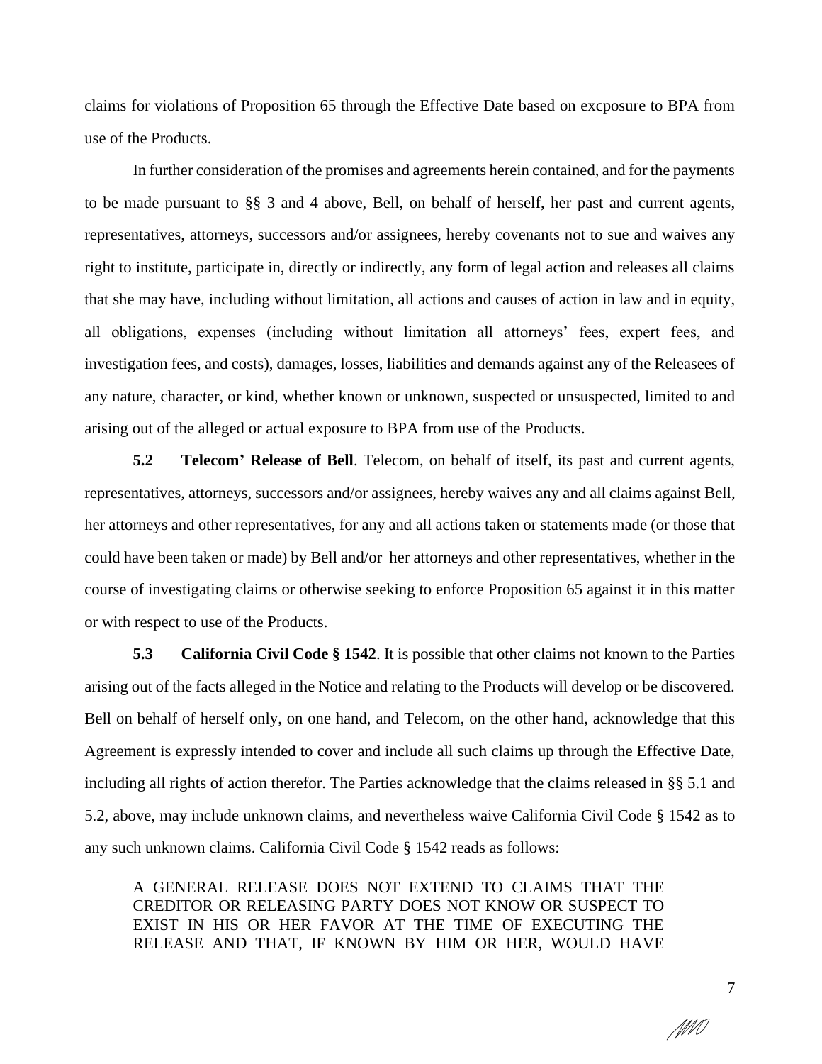claims for violations of Proposition 65 through the Effective Date based on excposure to BPA from use of the Products.

In further consideration of the promises and agreements herein contained, and for the payments to be made pursuant to §§ 3 and 4 above, Bell, on behalf of herself, her past and current agents, representatives, attorneys, successors and/or assignees, hereby covenants not to sue and waives any right to institute, participate in, directly or indirectly, any form of legal action and releases all claims that she may have, including without limitation, all actions and causes of action in law and in equity, all obligations, expenses (including without limitation all attorneys' fees, expert fees, and investigation fees, and costs), damages, losses, liabilities and demands against any of the Releasees of any nature, character, or kind, whether known or unknown, suspected or unsuspected, limited to and arising out of the alleged or actual exposure to BPA from use of the Products.

**5.2 Telecom' Release of Bell**. Telecom, on behalf of itself, its past and current agents, representatives, attorneys, successors and/or assignees, hereby waives any and all claims against Bell, her attorneys and other representatives, for any and all actions taken or statements made (or those that could have been taken or made) by Bell and/or her attorneys and other representatives, whether in the course of investigating claims or otherwise seeking to enforce Proposition 65 against it in this matter or with respect to use of the Products.

**5.3 California Civil Code § 1542**. It is possible that other claims not known to the Parties arising out of the facts alleged in the Notice and relating to the Products will develop or be discovered. Bell on behalf of herself only, on one hand, and Telecom, on the other hand, acknowledge that this Agreement is expressly intended to cover and include all such claims up through the Effective Date, including all rights of action therefor. The Parties acknowledge that the claims released in §§ 5.1 and 5.2, above, may include unknown claims, and nevertheless waive California Civil Code § 1542 as to any such unknown claims. California Civil Code § 1542 reads as follows:

> A GENERAL RELEASE DOES NOT EXTEND TO CLAIMS THAT THE CREDITOR OR RELEASING PARTY DOES NOT KNOW OR SUSPECT TO EXIST IN HIS OR HER FAVOR AT THE TIME OF EXECUTING THE RELEASE AND THAT, IF KNOWN BY HIM OR HER, WOULD HAVE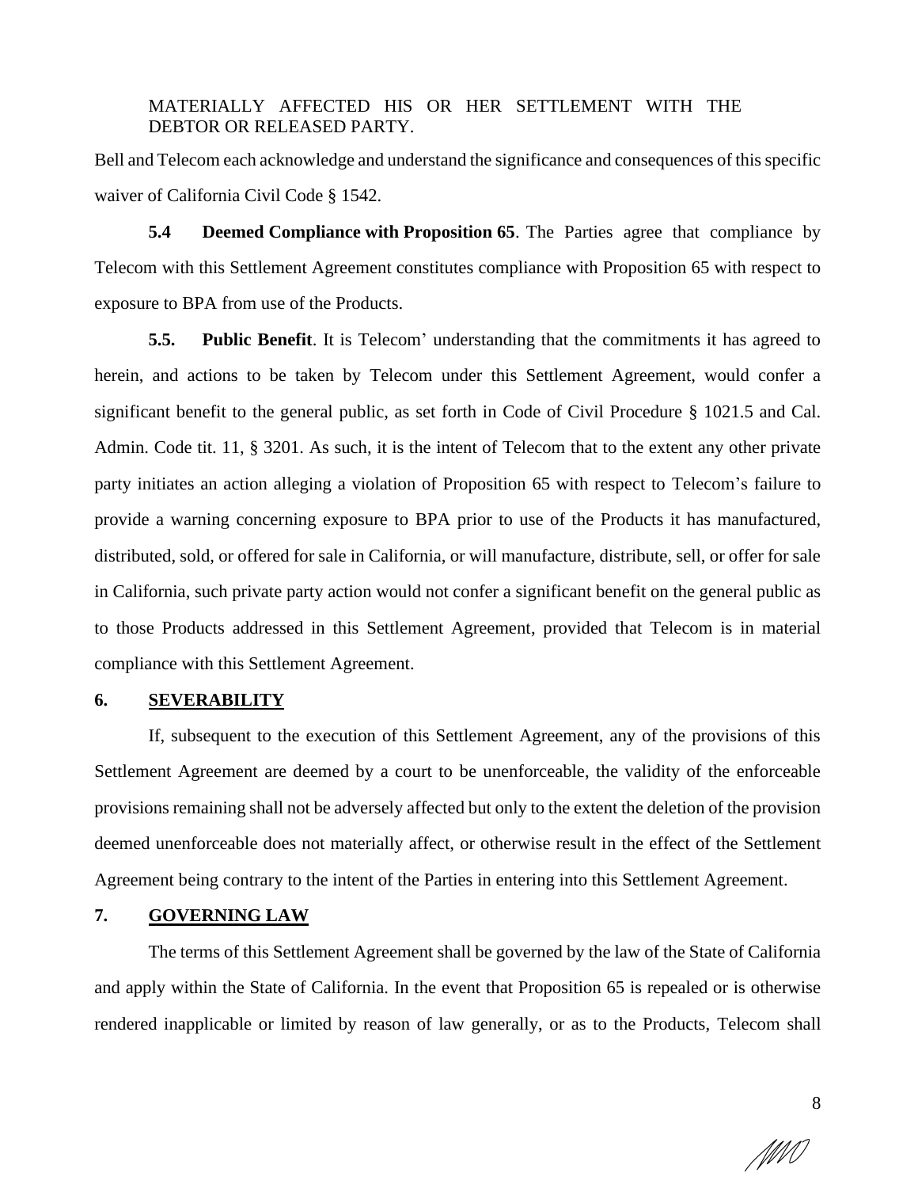MATERIALLY AFFECTED HIS OR HER SETTLEMENT WITH THE DEBTOR OR RELEASED PARTY.

Bell and Telecom each acknowledge and understand the significance and consequences of this specific waiver of California Civil Code § 1542.

**5.4 Deemed Compliance with Proposition 65**. The Parties agree that compliance by Telecom with this Settlement Agreement constitutes compliance with Proposition 65 with respect to exposure to BPA from use of the Products.

**5.5. Public Benefit**. It is Telecom' understanding that the commitments it has agreed to herein, and actions to be taken by Telecom under this Settlement Agreement, would confer a significant benefit to the general public, as set forth in Code of Civil Procedure § 1021.5 and Cal. Admin. Code tit. 11, § 3201. As such, it is the intent of Telecom that to the extent any other private party initiates an action alleging a violation of Proposition 65 with respect to Telecom's failure to provide a warning concerning exposure to BPA prior to use of the Products it has manufactured, distributed, sold, or offered for sale in California, or will manufacture, distribute, sell, or offer for sale in California, such private party action would not confer a significant benefit on the general public as to those Products addressed in this Settlement Agreement, provided that Telecom is in material compliance with this Settlement Agreement.

## 6. SEVERABILITY

If, subsequent to the execution of this Settlement Agreement, any of the provisions of this Settlement Agreement are deemed by a court to be unenforceable, the validity of the enforceable provisions remaining shall not be adversely affected but only to the extent the deletion of the provision deemed unenforceable does not materially affect, or otherwise result in the effect of the Settlement Agreement being contrary to the intent of the Parties in entering into this Settlement Agreement.

## 7. GOVERNING LAW

The terms of this Settlement Agreement shall be governed by the law of the State of California and apply within the State of California. In the event that Proposition 65 is repealed or is otherwise rendered inapplicable or limited by reason of law generally, or as to the Products, Telecom shall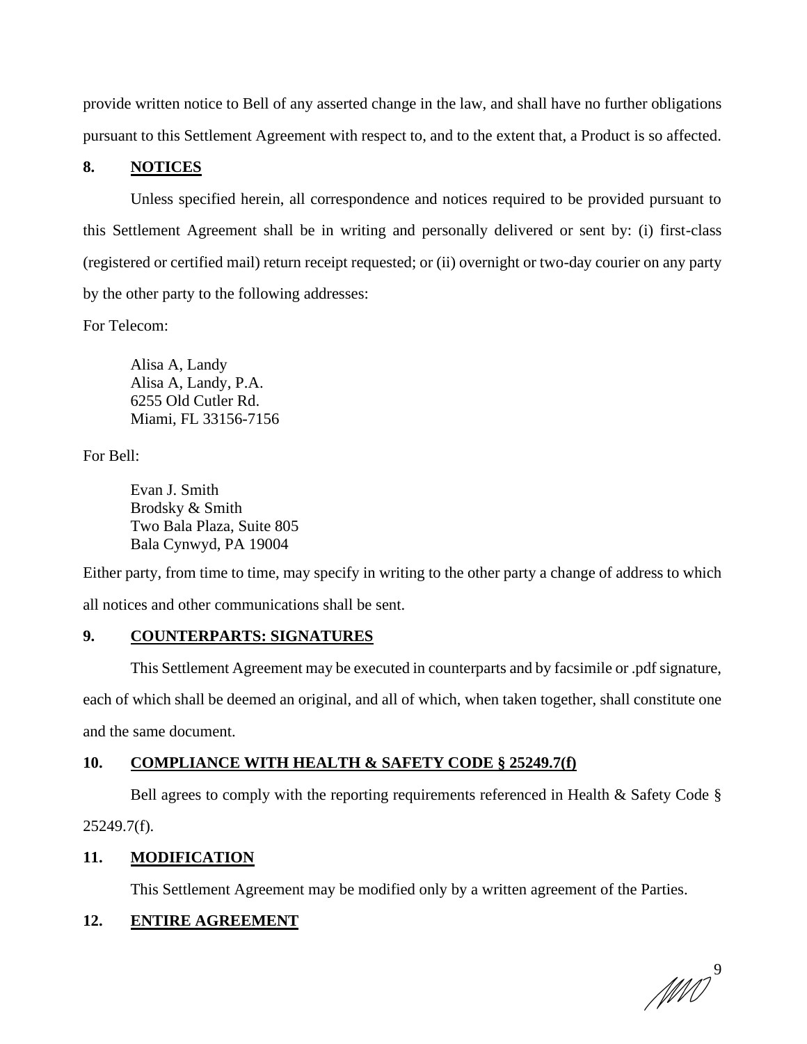provide written notice to Bell of any asserted change in the law, and shall have no further obligations pursuant to this Settlement Agreement with respect to, and to the extent that, a Product is so affected.

## 8. NOTICES

Unless specified herein, all correspondence and notices required to be provided pursuant to this Settlement Agreement shall be in writing and personally delivered or sent by: (i) first-class (registered or certified mail) return receipt requested; or (ii) overnight or two-day courier on any party by the other party to the following addresses:

For Telecom:

Alisa A, Landy
Alisa A, Landy, P.A.
6255 Old Cutler Rd.
Miami, FL 33156-7156

For Bell:

Evan J. Smith
Brodsky & Smith
Two Bala Plaza, Suite 805
Bala Cynwyd, PA 19004

Either party, from time to time, may specify in writing to the other party a change of address to which all notices and other communications shall be sent.

## 9. COUNTERPARTS: SIGNATURES

This Settlement Agreement may be executed in counterparts and by facsimile or .pdf signature, each of which shall be deemed an original, and all of which, when taken together, shall constitute one and the same document.

## 10. COMPLIANCE WITH HEALTH & SAFETY CODE § 25249.7(f)

Bell agrees to comply with the reporting requirements referenced in Health & Safety Code § 25249.7(f).

## 11. MODIFICATION

This Settlement Agreement may be modified only by a written agreement of the Parties.

## 12. ENTIRE AGREEMENT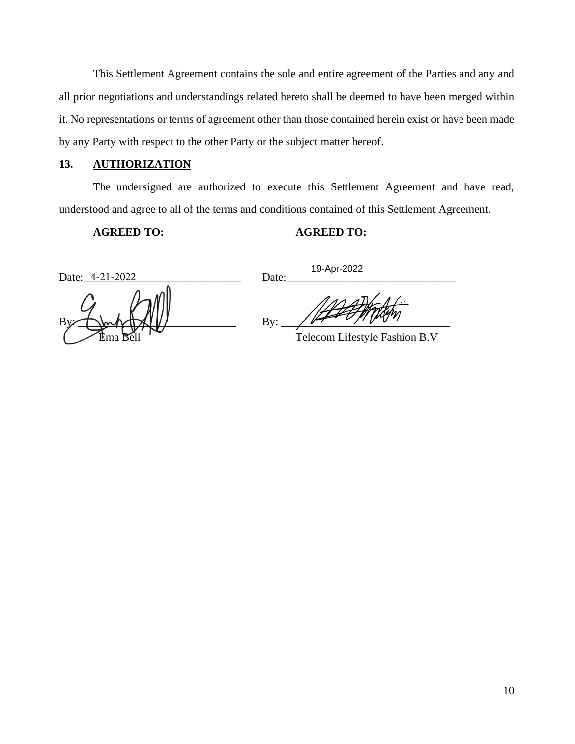This Settlement Agreement contains the sole and entire agreement of the Parties and any and all prior negotiations and understandings related hereto shall be deemed to have been merged within it. No representations or terms of agreement other than those contained herein exist or have been made by any Party with respect to the other Party or the subject matter hereof.

**13. AUTHORIZATION**

The undersigned are authorized to execute this Settlement Agreement and have read, understood and agree to all of the terms and conditions contained of this Settlement Agreement.

| **AGREED TO:** | **AGREED TO:** |
| --- | --- |
| Date: 4-21-2022 | Date: 19-Apr-2022 |
| By: ______________________ | By: ______________________ |
| Ema Bell | Telecom Lifestyle Fashion B.V |